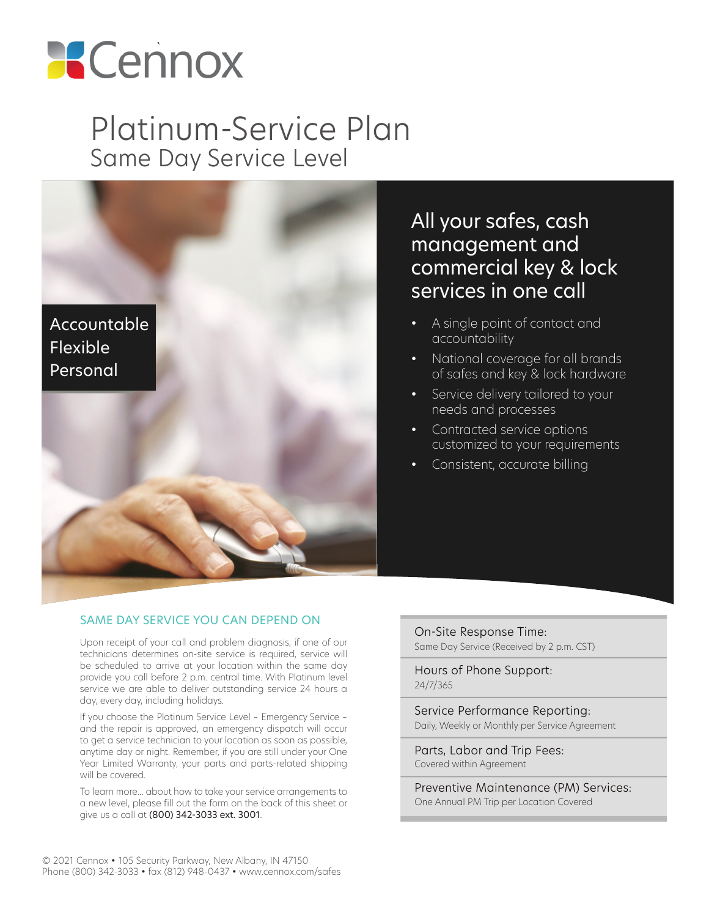# Cennox

# Platinum-Service Plan

## Same Day Service Level

Accountable
Flexible
Personal

## All your safes, cash management and commercial key & lock services in one call

- A single point of contact and accountability
- National coverage for all brands of safes and key & lock hardware
- Service delivery tailored to your needs and processes
- Contracted service options customized to your requirements
- Consistent, accurate billing

### SAME DAY SERVICE YOU CAN DEPEND ON

Upon receipt of your call and problem diagnosis, if one of our technicians determines on-site service is required, service will be scheduled to arrive at your location within the same day provide you call before 2 p.m. central time. With Platinum level service we are able to deliver outstanding service 24 hours a day, every day, including holidays.

If you choose the Platinum Service Level – Emergency Service – and the repair is approved, an emergency dispatch will occur to get a service technician to your location as soon as possible, anytime day or night. Remember, if you are still under your One Year Limited Warranty, your parts and parts-related shipping will be covered.

To learn more... about how to take your service arrangements to a new level, please fill out the form on the back of this sheet or give us a call at **(800) 342-3033 ext. 3001**.

**On-Site Response Time:**
Same Day Service (Received by 2 p.m. CST)

**Hours of Phone Support:**
24/7/365

**Service Performance Reporting:**
Daily, Weekly or Monthly per Service Agreement

**Parts, Labor and Trip Fees:**
Covered within Agreement

**Preventive Maintenance (PM) Services:**
One Annual PM Trip per Location Covered

© 2021 Cennox • 105 Security Parkway, New Albany, IN 47150
Phone (800) 342-3033 • fax (812) 948-0437 • www.cennox.com/safes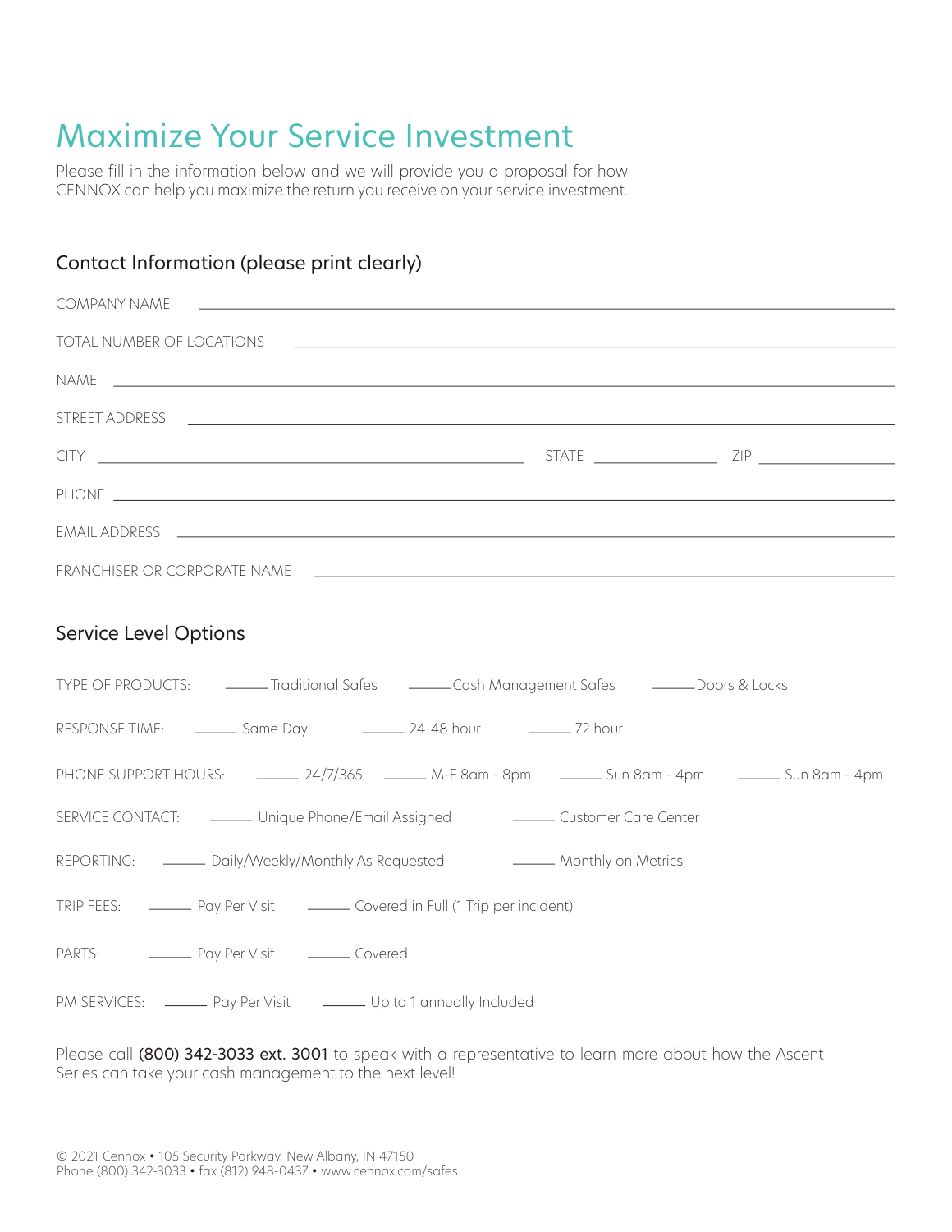# Maximize Your Service Investment

Please fill in the information below and we will provide you a proposal for how CENNOX can help you maximize the return you receive on your service investment.

## Contact Information (please print clearly)

COMPANY NAME ______________________________

TOTAL NUMBER OF LOCATIONS ______________________________

NAME ______________________________

STREET ADDRESS ______________________________

CITY ______________________________ STATE ____________ ZIP ____________

PHONE ______________________________

EMAIL ADDRESS ______________________________

FRANCHISER OR CORPORATE NAME ______________________________

## Service Level Options

TYPE OF PRODUCTS: _____ Traditional Safes _____ Cash Management Safes _____ Doors & Locks

RESPONSE TIME: _____ Same Day _____ 24-48 hour _____ 72 hour

PHONE SUPPORT HOURS: _____ 24/7/365 _____ M-F 8am - 8pm _____ Sun 8am - 4pm _____ Sun 8am - 4pm

SERVICE CONTACT: _____ Unique Phone/Email Assigned _____ Customer Care Center

REPORTING: _____ Daily/Weekly/Monthly As Requested _____ Monthly on Metrics

TRIP FEES: _____ Pay Per Visit _____ Covered in Full (1 Trip per incident)

PARTS: _____ Pay Per Visit _____ Covered

PM SERVICES: _____ Pay Per Visit _____ Up to 1 annually Included

Please call **(800) 342-3033 ext. 3001** to speak with a representative to learn more about how the Ascent Series can take your cash management to the next level!

© 2021 Cennox • 105 Security Parkway, New Albany, IN 47150
Phone (800) 342-3033 • fax (812) 948-0437 • www.cennox.com/safes